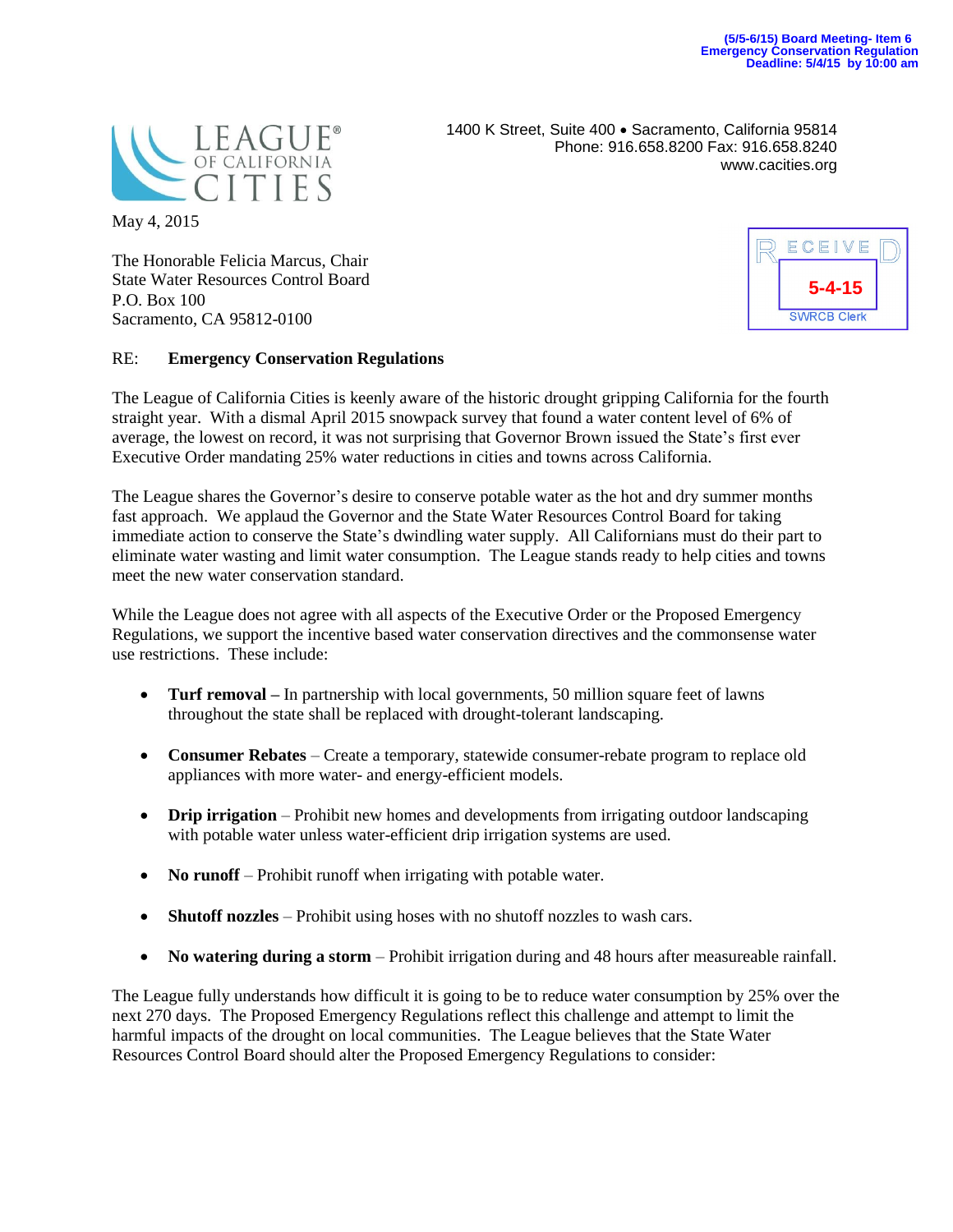**(5/5-6/15) Board Meeting- Item 6**
**Emergency Conservation Regulation**
**Deadline: 5/4/15 by 10:00 am**

LEAGUE® OF CALIFORNIA CITIES

1400 K Street, Suite 400 • Sacramento, California 95814
Phone: 916.658.8200 Fax: 916.658.8240
www.cacities.org

RECEIVED
5-4-15
SWRCB Clerk

May 4, 2015

The Honorable Felicia Marcus, Chair
State Water Resources Control Board
P.O. Box 100
Sacramento, CA 95812-0100

RE: **Emergency Conservation Regulations**

The League of California Cities is keenly aware of the historic drought gripping California for the fourth straight year. With a dismal April 2015 snowpack survey that found a water content level of 6% of average, the lowest on record, it was not surprising that Governor Brown issued the State's first ever Executive Order mandating 25% water reductions in cities and towns across California.

The League shares the Governor's desire to conserve potable water as the hot and dry summer months fast approach. We applaud the Governor and the State Water Resources Control Board for taking immediate action to conserve the State's dwindling water supply. All Californians must do their part to eliminate water wasting and limit water consumption. The League stands ready to help cities and towns meet the new water conservation standard.

While the League does not agree with all aspects of the Executive Order or the Proposed Emergency Regulations, we support the incentive based water conservation directives and the commonsense water use restrictions. These include:

- **Turf removal –** In partnership with local governments, 50 million square feet of lawns throughout the state shall be replaced with drought-tolerant landscaping.
- **Consumer Rebates** – Create a temporary, statewide consumer-rebate program to replace old appliances with more water- and energy-efficient models.
- **Drip irrigation** – Prohibit new homes and developments from irrigating outdoor landscaping with potable water unless water-efficient drip irrigation systems are used.
- **No runoff** – Prohibit runoff when irrigating with potable water.
- **Shutoff nozzles** – Prohibit using hoses with no shutoff nozzles to wash cars.
- **No watering during a storm** – Prohibit irrigation during and 48 hours after measureable rainfall.

The League fully understands how difficult it is going to be to reduce water consumption by 25% over the next 270 days. The Proposed Emergency Regulations reflect this challenge and attempt to limit the harmful impacts of the drought on local communities. The League believes that the State Water Resources Control Board should alter the Proposed Emergency Regulations to consider: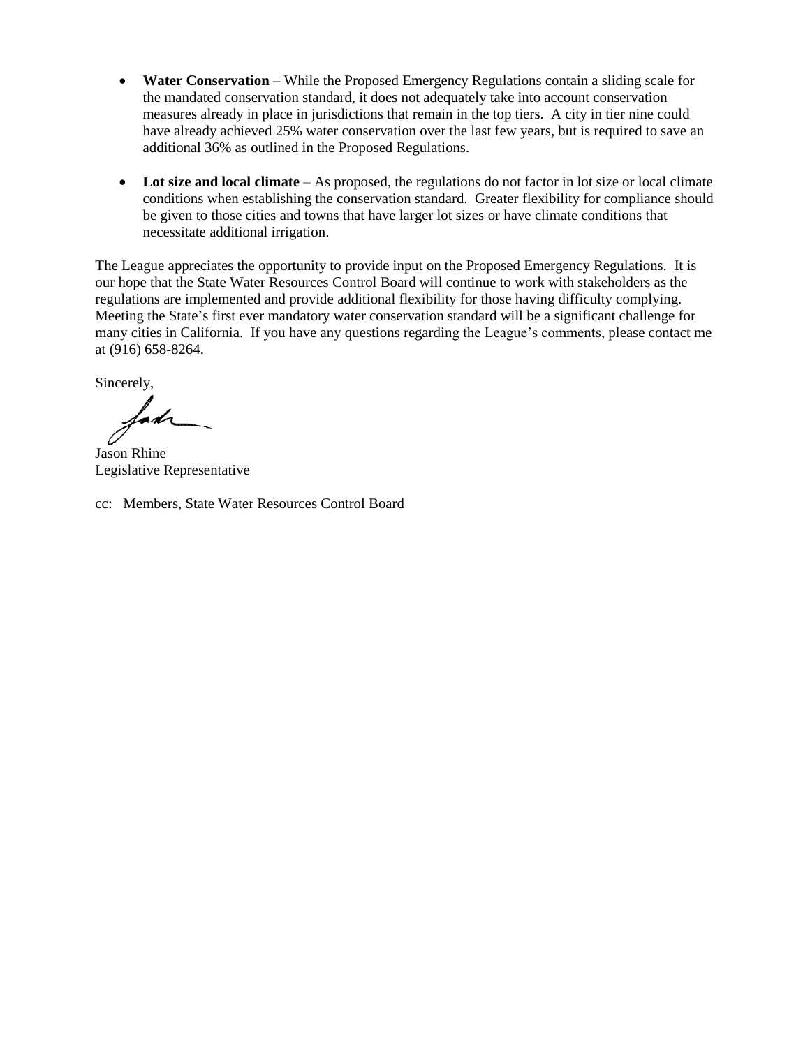- **Water Conservation –** While the Proposed Emergency Regulations contain a sliding scale for the mandated conservation standard, it does not adequately take into account conservation measures already in place in jurisdictions that remain in the top tiers. A city in tier nine could have already achieved 25% water conservation over the last few years, but is required to save an additional 36% as outlined in the Proposed Regulations.

- **Lot size and local climate** – As proposed, the regulations do not factor in lot size or local climate conditions when establishing the conservation standard. Greater flexibility for compliance should be given to those cities and towns that have larger lot sizes or have climate conditions that necessitate additional irrigation.

The League appreciates the opportunity to provide input on the Proposed Emergency Regulations. It is our hope that the State Water Resources Control Board will continue to work with stakeholders as the regulations are implemented and provide additional flexibility for those having difficulty complying. Meeting the State's first ever mandatory water conservation standard will be a significant challenge for many cities in California. If you have any questions regarding the League's comments, please contact me at (916) 658-8264.

Sincerely,

Jason Rhine
Legislative Representative

cc: Members, State Water Resources Control Board